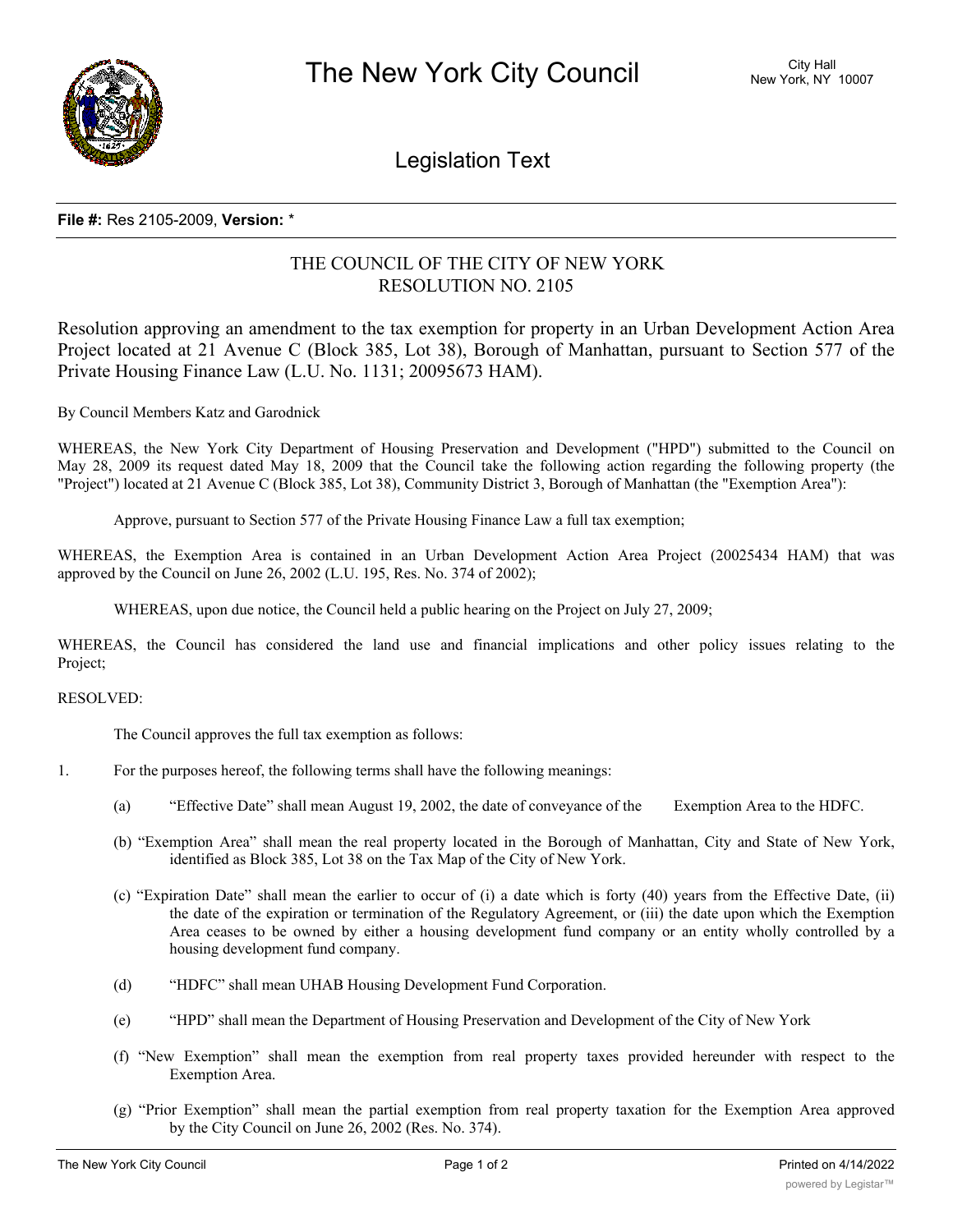# The New York City Council

City Hall
New York, NY 10007

## Legislation Text

**File #:** Res 2105-2009, **Version:** *

THE COUNCIL OF THE CITY OF NEW YORK
RESOLUTION NO. 2105

Resolution approving an amendment to the tax exemption for property in an Urban Development Action Area Project located at 21 Avenue C (Block 385, Lot 38), Borough of Manhattan, pursuant to Section 577 of the Private Housing Finance Law (L.U. No. 1131; 20095673 HAM).

By Council Members Katz and Garodnick

WHEREAS, the New York City Department of Housing Preservation and Development ("HPD") submitted to the Council on May 28, 2009 its request dated May 18, 2009 that the Council take the following action regarding the following property (the "Project") located at 21 Avenue C (Block 385, Lot 38), Community District 3, Borough of Manhattan (the "Exemption Area"):

Approve, pursuant to Section 577 of the Private Housing Finance Law a full tax exemption;

WHEREAS, the Exemption Area is contained in an Urban Development Action Area Project (20025434 HAM) that was approved by the Council on June 26, 2002 (L.U. 195, Res. No. 374 of 2002);

WHEREAS, upon due notice, the Council held a public hearing on the Project on July 27, 2009;

WHEREAS, the Council has considered the land use and financial implications and other policy issues relating to the Project;

RESOLVED:

The Council approves the full tax exemption as follows:

1. For the purposes hereof, the following terms shall have the following meanings:

   (a) "Effective Date" shall mean August 19, 2002, the date of conveyance of the Exemption Area to the HDFC.

   (b) "Exemption Area" shall mean the real property located in the Borough of Manhattan, City and State of New York, identified as Block 385, Lot 38 on the Tax Map of the City of New York.

   (c) "Expiration Date" shall mean the earlier to occur of (i) a date which is forty (40) years from the Effective Date, (ii) the date of the expiration or termination of the Regulatory Agreement, or (iii) the date upon which the Exemption Area ceases to be owned by either a housing development fund company or an entity wholly controlled by a housing development fund company.

   (d) "HDFC" shall mean UHAB Housing Development Fund Corporation.

   (e) "HPD" shall mean the Department of Housing Preservation and Development of the City of New York

   (f) "New Exemption" shall mean the exemption from real property taxes provided hereunder with respect to the Exemption Area.

   (g) "Prior Exemption" shall mean the partial exemption from real property taxation for the Exemption Area approved by the City Council on June 26, 2002 (Res. No. 374).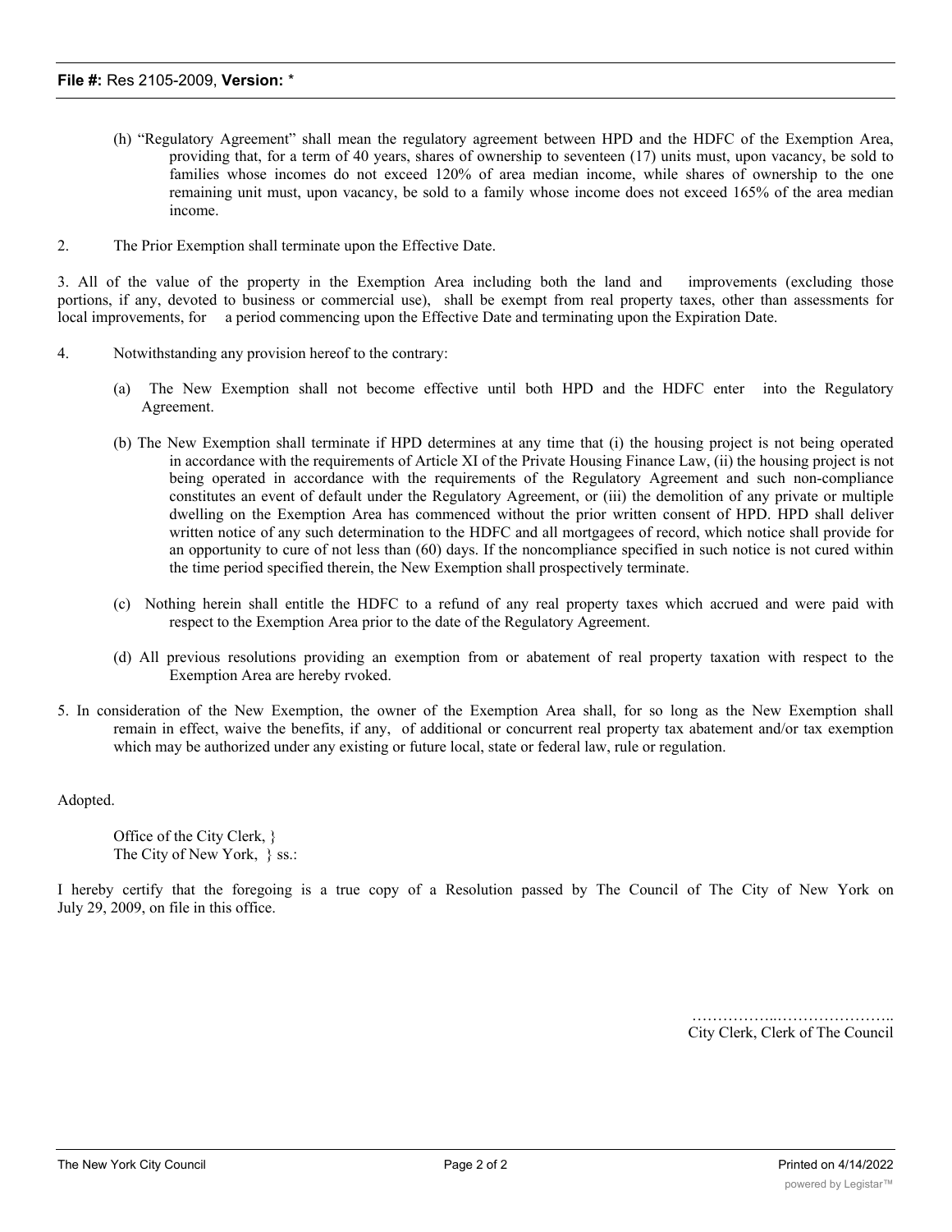(h) "Regulatory Agreement" shall mean the regulatory agreement between HPD and the HDFC of the Exemption Area, providing that, for a term of 40 years, shares of ownership to seventeen (17) units must, upon vacancy, be sold to families whose incomes do not exceed 120% of area median income, while shares of ownership to the one remaining unit must, upon vacancy, be sold to a family whose income does not exceed 165% of the area median income.

2. The Prior Exemption shall terminate upon the Effective Date.

3. All of the value of the property in the Exemption Area including both the land and improvements (excluding those portions, if any, devoted to business or commercial use), shall be exempt from real property taxes, other than assessments for local improvements, for a period commencing upon the Effective Date and terminating upon the Expiration Date.

4. Notwithstanding any provision hereof to the contrary:

(a) The New Exemption shall not become effective until both HPD and the HDFC enter into the Regulatory Agreement.

(b) The New Exemption shall terminate if HPD determines at any time that (i) the housing project is not being operated in accordance with the requirements of Article XI of the Private Housing Finance Law, (ii) the housing project is not being operated in accordance with the requirements of the Regulatory Agreement and such non-compliance constitutes an event of default under the Regulatory Agreement, or (iii) the demolition of any private or multiple dwelling on the Exemption Area has commenced without the prior written consent of HPD. HPD shall deliver written notice of any such determination to the HDFC and all mortgagees of record, which notice shall provide for an opportunity to cure of not less than (60) days. If the noncompliance specified in such notice is not cured within the time period specified therein, the New Exemption shall prospectively terminate.

(c) Nothing herein shall entitle the HDFC to a refund of any real property taxes which accrued and were paid with respect to the Exemption Area prior to the date of the Regulatory Agreement.

(d) All previous resolutions providing an exemption from or abatement of real property taxation with respect to the Exemption Area are hereby rvoked.

5. In consideration of the New Exemption, the owner of the Exemption Area shall, for so long as the New Exemption shall remain in effect, waive the benefits, if any, of additional or concurrent real property tax abatement and/or tax exemption which may be authorized under any existing or future local, state or federal law, rule or regulation.

Adopted.

Office of the City Clerk, }
The City of New York, } ss.:

I hereby certify that the foregoing is a true copy of a Resolution passed by The Council of The City of New York on July 29, 2009, on file in this office.

……………..…………………..
City Clerk, Clerk of The Council